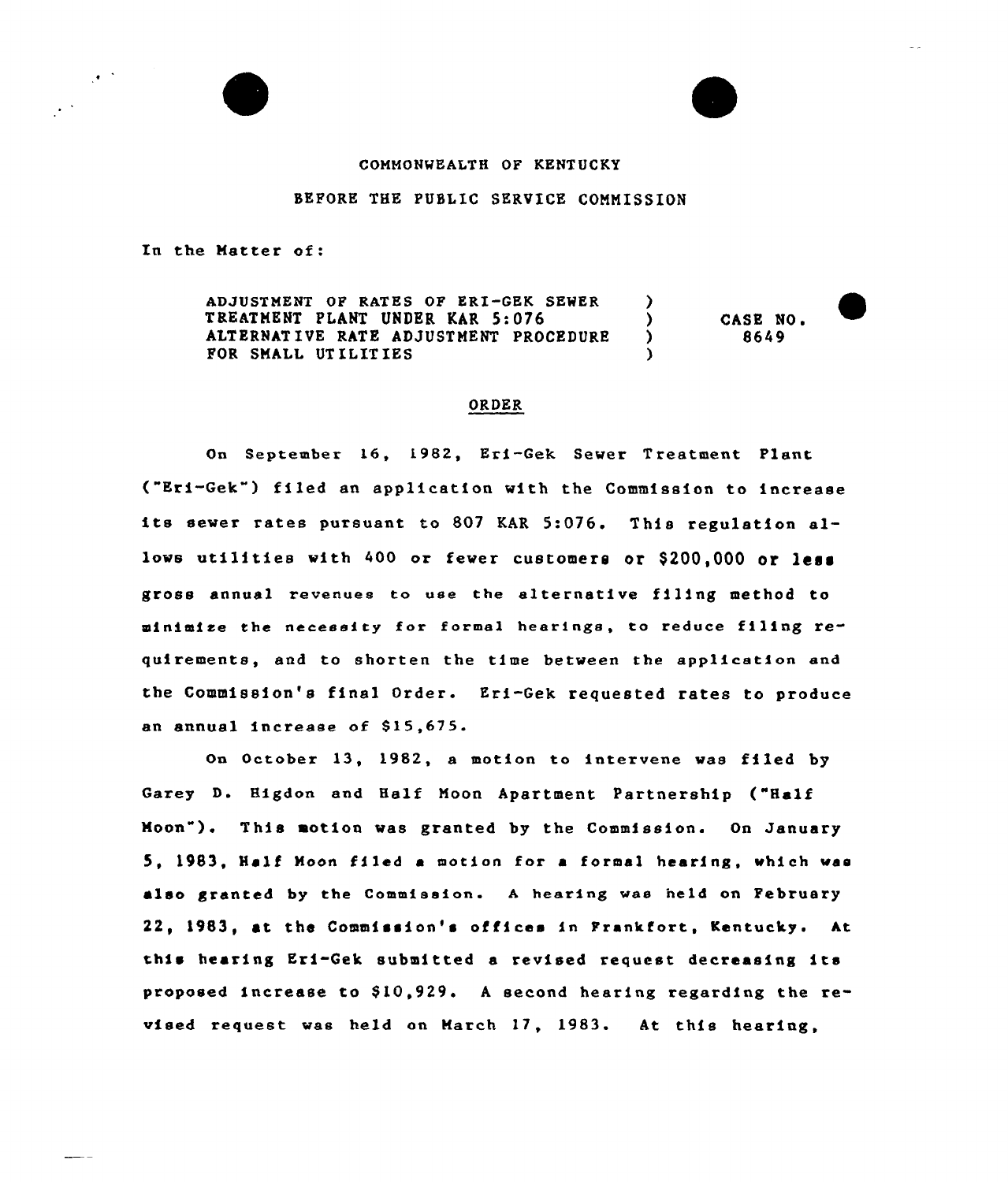COMMONWEALTH OF KENTUCKY

BEFORE THE PUBLIC SERVICE COMMISSION

In the Matter of:

| | | |
|---|---|---|
| ADJUSTMENT OF RATES OF ERI-GEK SEWER TREATMENT PLANT UNDER KAR 5:076 ALTERNATIVE RATE ADJUSTMENT PROCEDURE FOR SMALL UTILITIES | ) ) ) ) | CASE NO. 8649 |

## ORDER

On September 16, 1982, Eri-Gek Sewer Treatment Plant ("Eri-Gek") filed an application with the Commission to increase its sewer rates pursuant to 807 KAR 5:076. This regulation allows utilities with 400 or fewer customers or $200,000 or less gross annual revenues to use the alternative filing method to minimize the necessity for formal hearings, to reduce filing requirements, and to shorten the time between the application and the Commission's final Order. Eri-Gek requested rates to produce an annual increase of $15,675.

On October 13, 1982, a motion to intervene was filed by Garey D. Higdon and Half Moon Apartment Partnership ("Half Moon"). This motion was granted by the Commission. On January 5, 1983, Half Moon filed a motion for a formal hearing, which was also granted by the Commission. A hearing was held on February 22, 1983, at the Commission's offices in Frankfort, Kentucky. At this hearing Eri-Gek submitted a revised request decreasing its proposed increase to $10,929. A second hearing regarding the revised request was held on March 17, 1983. At this hearing,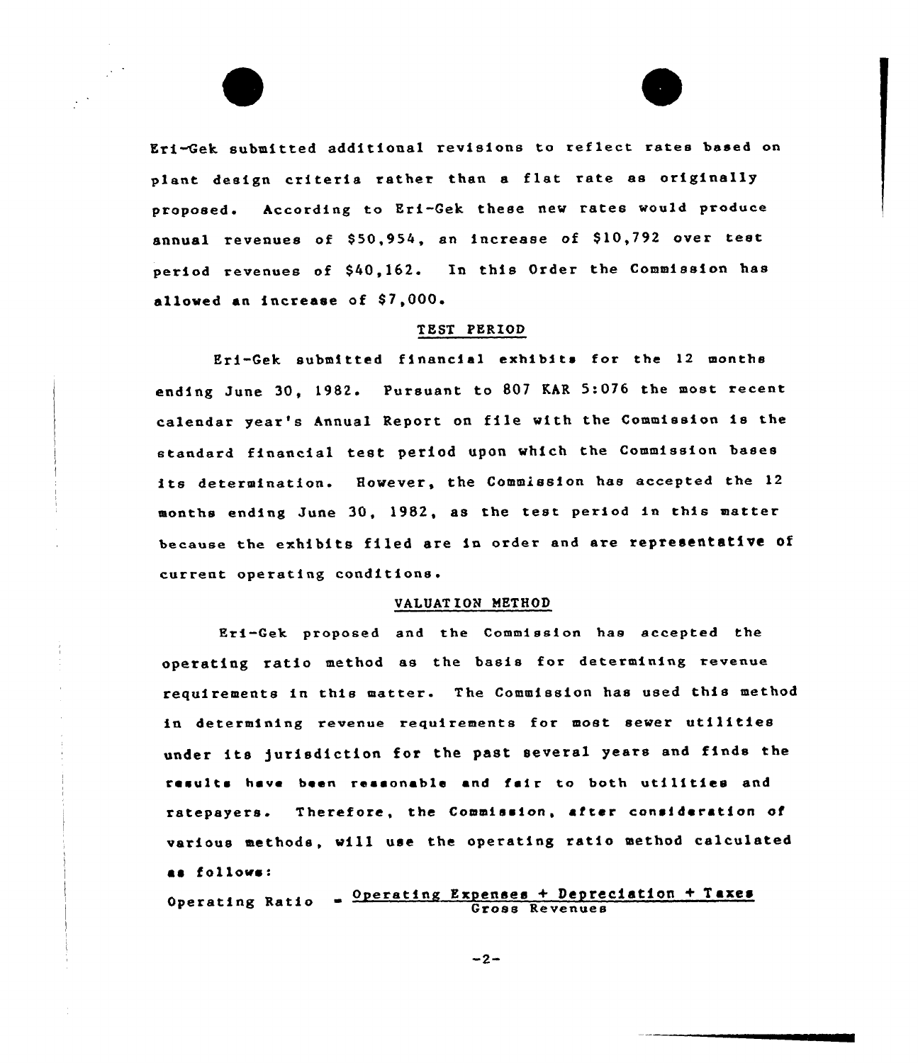Eri-Gek submitted additional revisions to reflect rates based on plant design criteria rather than a flat rate as originally proposed. According to Eri-Gek these new rates would produce annual revenues of $50,954, an increase of $10,792 over test period revenues of $40,162. In this Order the Commission has allowed an increase of $7,000.

## TEST PERIOD

Eri-Gek submitted financial exhibits for the 12 months ending June 30, 1982. Pursuant to 807 KAR 5:076 the most recent calendar year's Annual Report on file with the Commission is the standard financial test period upon which the Commission bases its determination. However, the Commission has accepted the 12 months ending June 30, 1982, as the test period in this matter because the exhibits filed are in order and are representative of current operating conditions.

## VALUATION METHOD

Eri-Gek proposed and the Commission has accepted the operating ratio method as the basis for determining revenue requirements in this matter. The Commission has used this method in determining revenue requirements for most sewer utilities under its jurisdiction for the past several years and finds the results have been reasonable and fair to both utilities and ratepayers. Therefore, the Commission, after consideration of various methods, will use the operating ratio method calculated as follows:

$$\text{Operating Ratio} = \frac{\text{Operating Expenses + Depreciation + Taxes}}{\text{Gross Revenues}}$$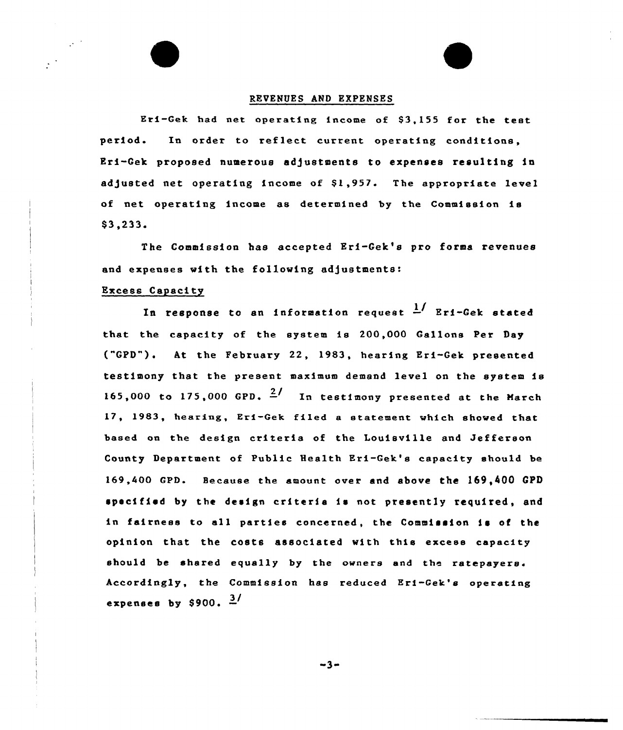## REVENUES AND EXPENSES

Eri-Gek had net operating income of $3,155 for the test period. In order to reflect current operating conditions, Eri-Gek proposed numerous adjustments to expenses resulting in adjusted net operating income of $1,957. The appropriate level of net operating income as determined by the Commission is $3,233.

The Commission has accepted Eri-Gek's pro forma revenues and expenses with the following adjustments:

### Excess Capacity

In response to an information request [1/] Eri-Gek stated that the capacity of the system is 200,000 Gallons Per Day ("GPD"). At the February 22, 1983, hearing Eri-Gek presented testimony that the present maximum demand level on the system is 165,000 to 175,000 GPD. [2/] In testimony presented at the March 17, 1983, hearing, Eri-Gek filed a statement which showed that based on the design criteria of the Louisville and Jefferson County Department of Public Health Eri-Gek's capacity should be 169,400 GPD. Because the amount over and above the 169,400 GPD specified by the design criteria is not presently required, and in fairness to all parties concerned, the Commission is of the opinion that the costs associated with this excess capacity should be shared equally by the owners and the ratepayers. Accordingly, the Commission has reduced Eri-Gek's operating expenses by $900. [3/]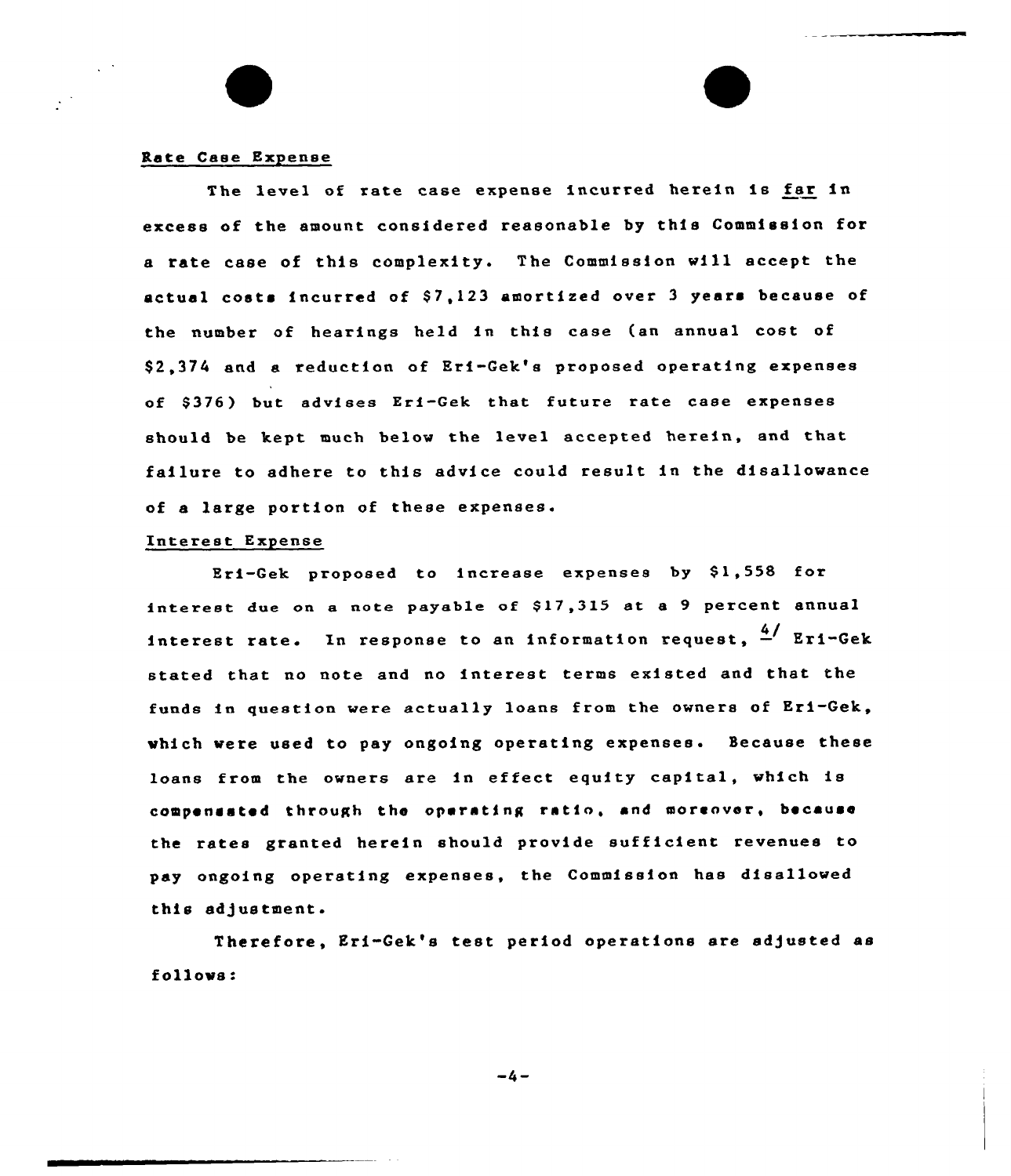Rate Case Expense

The level of rate case expense incurred herein is far in excess of the amount considered reasonable by this Commission for a rate case of this complexity. The Commission will accept the actual costs incurred of $7,123 amortized over 3 years because of the number of hearings held in this case (an annual cost of $2,374 and a reduction of Eri-Gek's proposed operating expenses of $376) but advises Eri-Gek that future rate case expenses should be kept much below the level accepted herein, and that failure to adhere to this advice could result in the disallowance of a large portion of these expenses.

Interest Expense

Eri-Gek proposed to increase expenses by $1,558 for interest due on a note payable of $17,315 at a 9 percent annual interest rate. In response to an information request, [4/] Eri-Gek stated that no note and no interest terms existed and that the funds in question were actually loans from the owners of Eri-Gek, which were used to pay ongoing operating expenses. Because these loans from the owners are in effect equity capital, which is compensated through the operating ratio, and moreover, because the rates granted herein should provide sufficient revenues to pay ongoing operating expenses, the Commission has disallowed this adjustment.

Therefore, Eri-Gek's test period operations are adjusted as follows: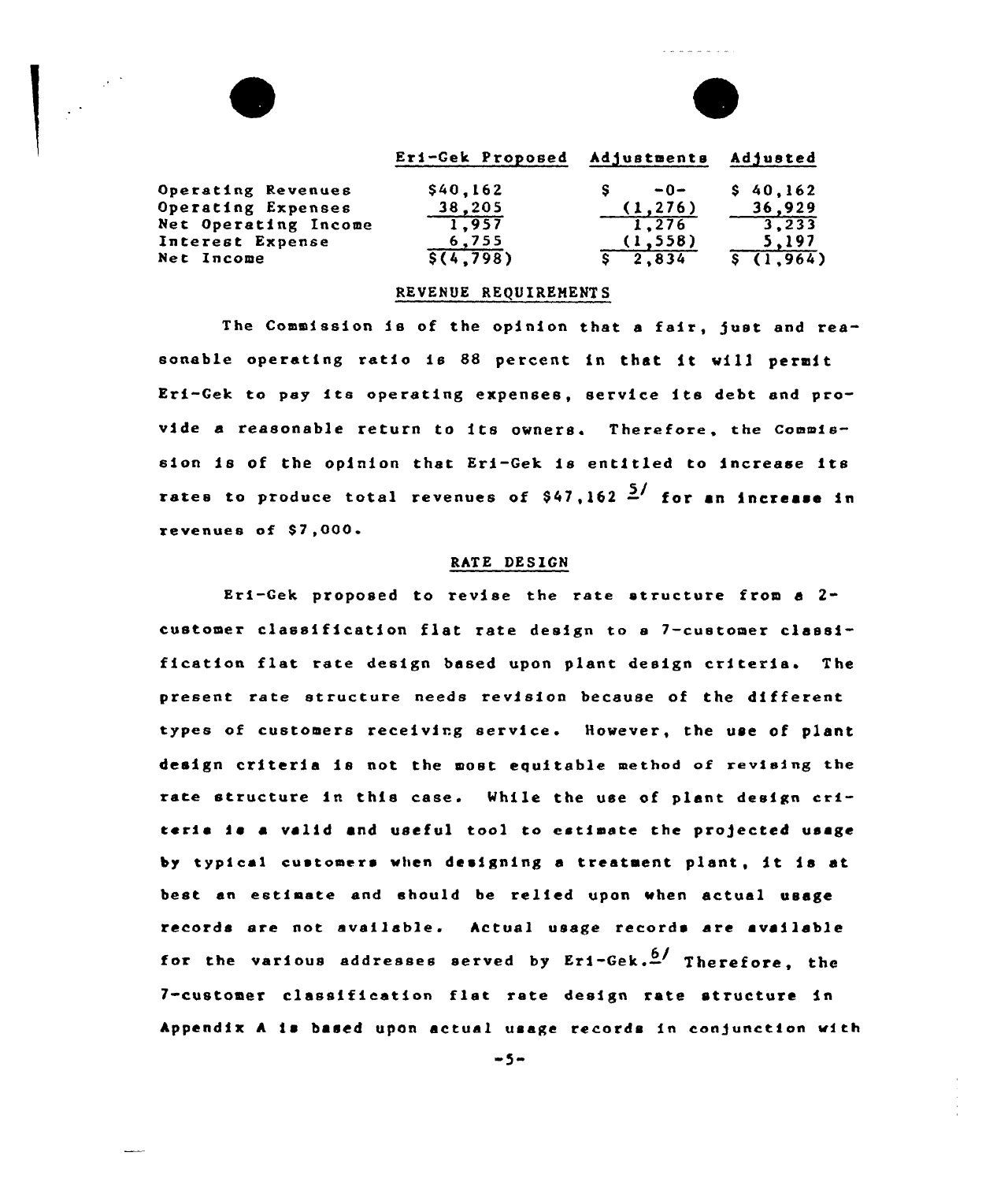| | Eri-Gek Proposed | Adjustments | Adjusted |
|---|---|---|---|
| Operating Revenues | $40,162 | $ -0- | $ 40,162 |
| Operating Expenses | 38,205 | (1,276) | 36,929 |
| Net Operating Income | 1,957 | 1,276 | 3,233 |
| Interest Expense | 6,755 | (1,558) | 5,197 |
| Net Income | $(4,798) | $ 2,834 | $ (1,964) |

## REVENUE REQUIREMENTS

The Commission is of the opinion that a fair, just and reasonable operating ratio is 88 percent in that it will permit Eri-Gek to pay its operating expenses, service its debt and provide a reasonable return to its owners. Therefore, the Commission is of the opinion that Eri-Gek is entitled to increase its rates to produce total revenues of $47,162 [5] for an increase in revenues of $7,000.

## RATE DESIGN

Eri-Gek proposed to revise the rate structure from a 2-customer classification flat rate design to a 7-customer classification flat rate design based upon plant design criteria. The present rate structure needs revision because of the different types of customers receiving service. However, the use of plant design criteria is not the most equitable method of revising the rate structure in this case. While the use of plant design criteria is a valid and useful tool to estimate the projected usage by typical customers when designing a treatment plant, it is at best an estimate and should be relied upon when actual usage records are not available. Actual usage records are available for the various addresses served by Eri-Gek.[6] Therefore, the 7-customer classification flat rate design rate structure in Appendix A is based upon actual usage records in conjunction with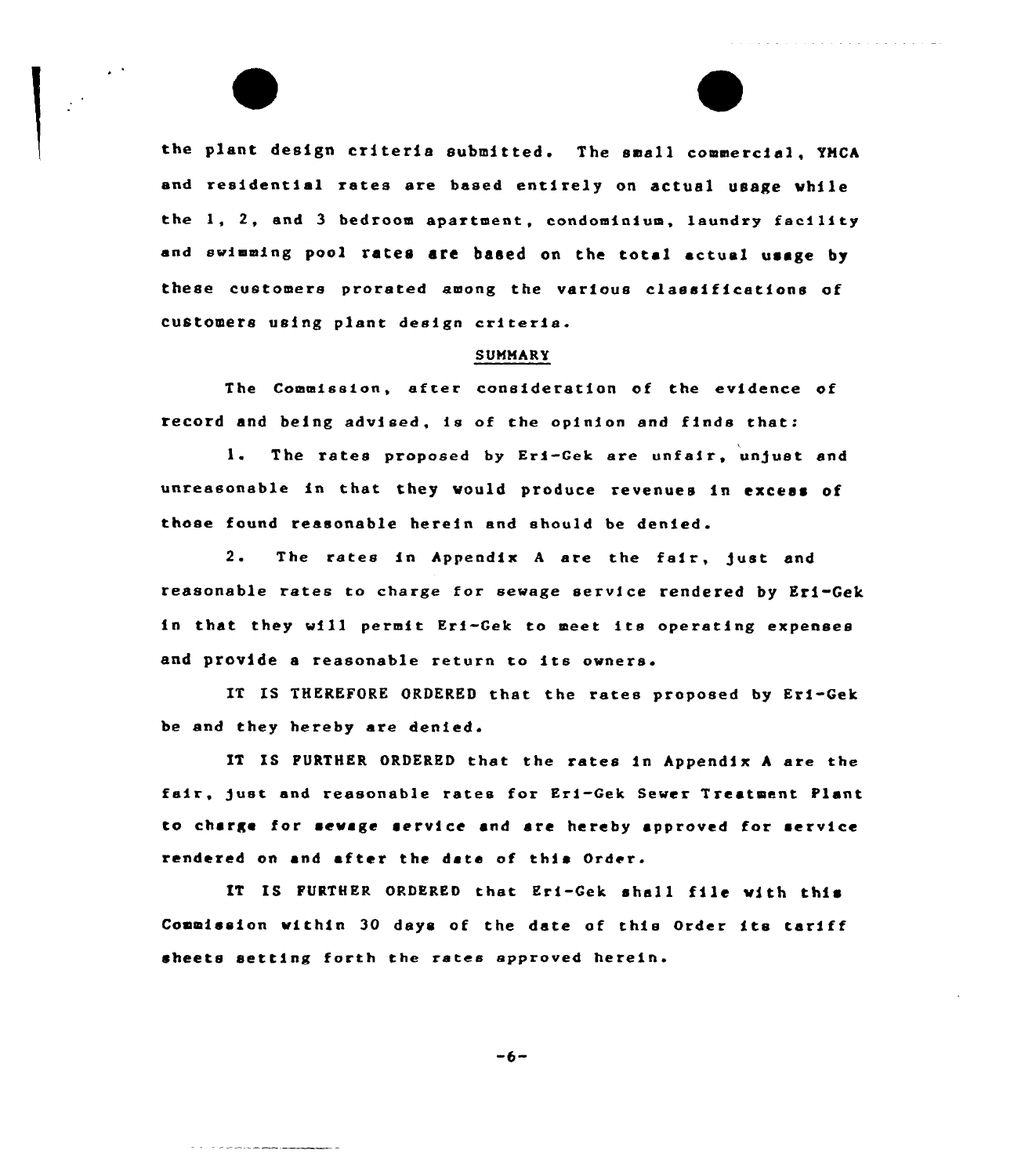the plant design criteria submitted. The small commercial, YMCA and residential rates are based entirely on actual usage while the 1, 2, and 3 bedroom apartment, condominium, laundry facility and swimming pool rates are based on the total actual usage by these customers prorated among the various classifications of customers using plant design criteria.

## SUMMARY

The Commission, after consideration of the evidence of record and being advised, is of the opinion and finds that:

1. The rates proposed by Eri-Gek are unfair, unjust and unreasonable in that they would produce revenues in excess of those found reasonable herein and should be denied.

2. The rates in Appendix A are the fair, just and reasonable rates to charge for sewage service rendered by Eri-Gek in that they will permit Eri-Gek to meet its operating expenses and provide a reasonable return to its owners.

IT IS THEREFORE ORDERED that the rates proposed by Eri-Gek be and they hereby are denied.

IT IS FURTHER ORDERED that the rates in Appendix A are the fair, just and reasonable rates for Eri-Gek Sewer Treatment Plant to charge for sewage service and are hereby approved for service rendered on and after the date of this Order.

IT IS FURTHER ORDERED that Eri-Gek shall file with this Commission within 30 days of the date of this Order its tariff sheets setting forth the rates approved herein.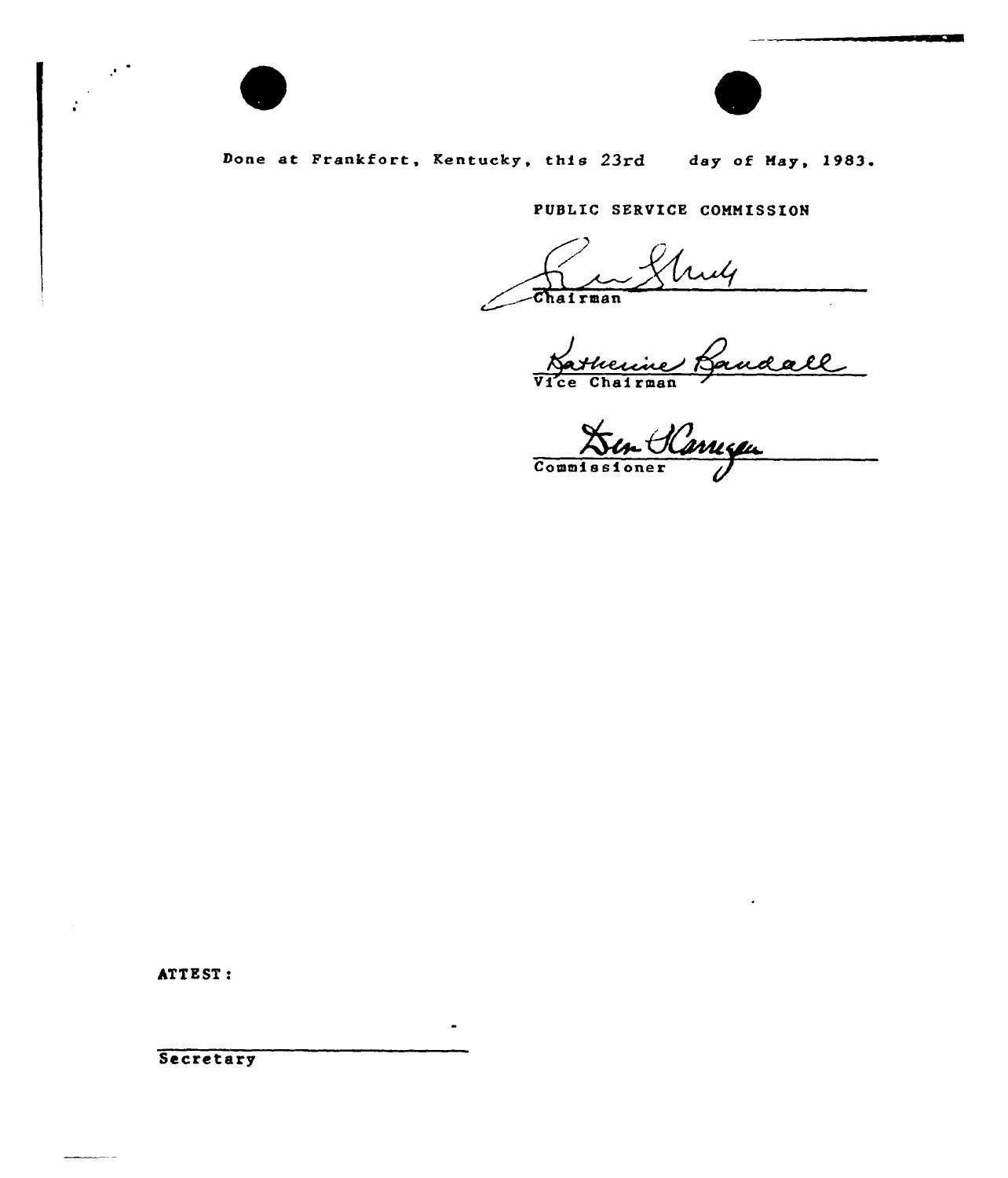Done at Frankfort, Kentucky, this 23rd day of May, 1983.

PUBLIC SERVICE COMMISSION

Chairman

Vice Chairman

Commissioner

ATTEST:

Secretary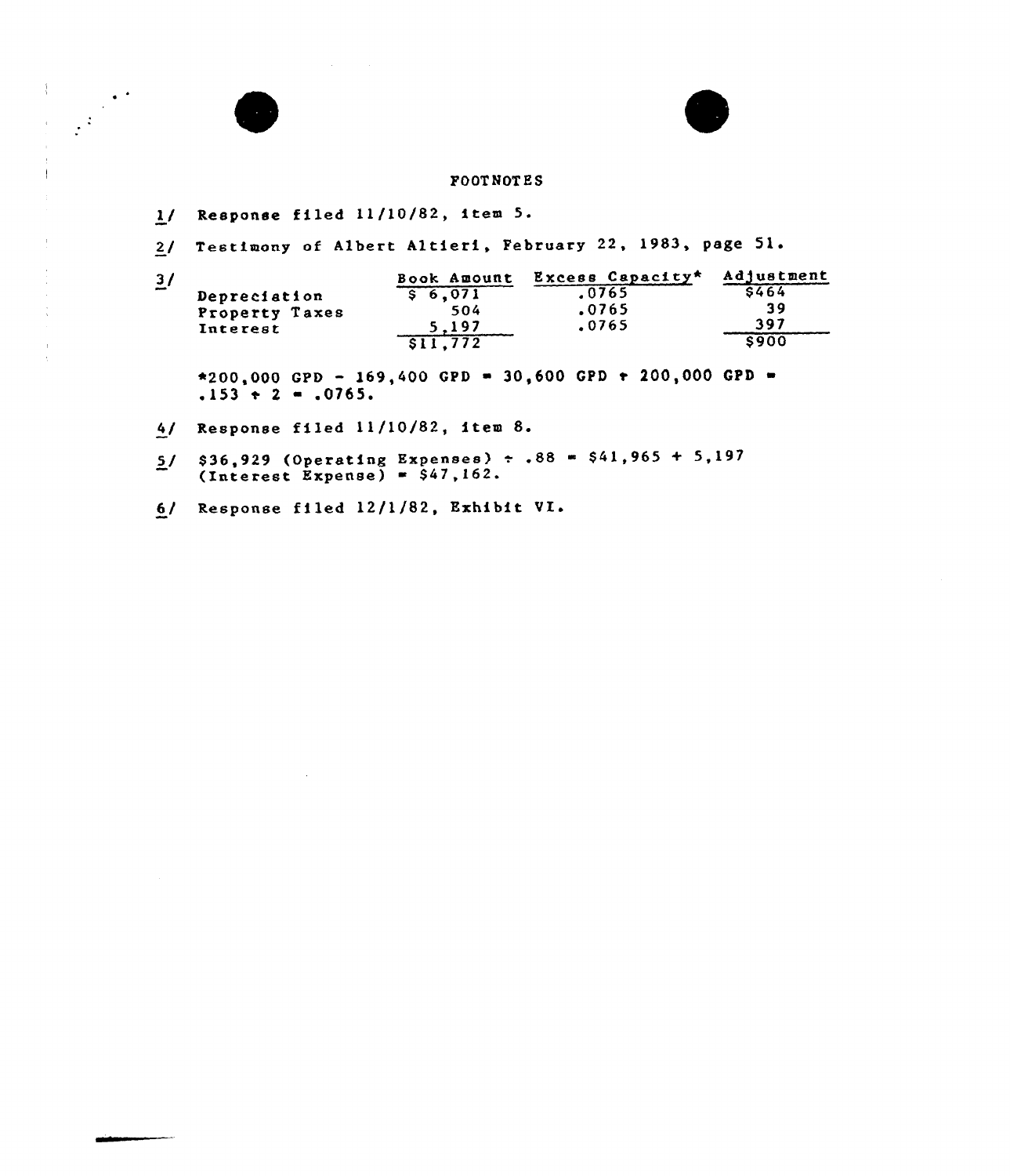# FOOTNOTES

1/ Response filed 11/10/82, item 5.

2/ Testimony of Albert Altieri, February 22, 1983, page 51.

3/

| | Book Amount | Excess Capacity* | Adjustment |
|---|---|---|---|
| Depreciation | $ 6,071 | .0765 | $464 |
| Property Taxes | 504 | .0765 | 39 |
| Interest | 5,197 | .0765 | 397 |
| | $11,772 | | $900 |

*200,000 GPD - 169,400 GPD = 30,600 GPD ÷ 200,000 GPD = .153 ÷ 2 = .0765.

4/ Response filed 11/10/82, item 8.

5/ $36,929 (Operating Expenses) ÷ .88 = $41,965 + 5,197 (Interest Expense) = $47,162.

6/ Response filed 12/1/82, Exhibit VI.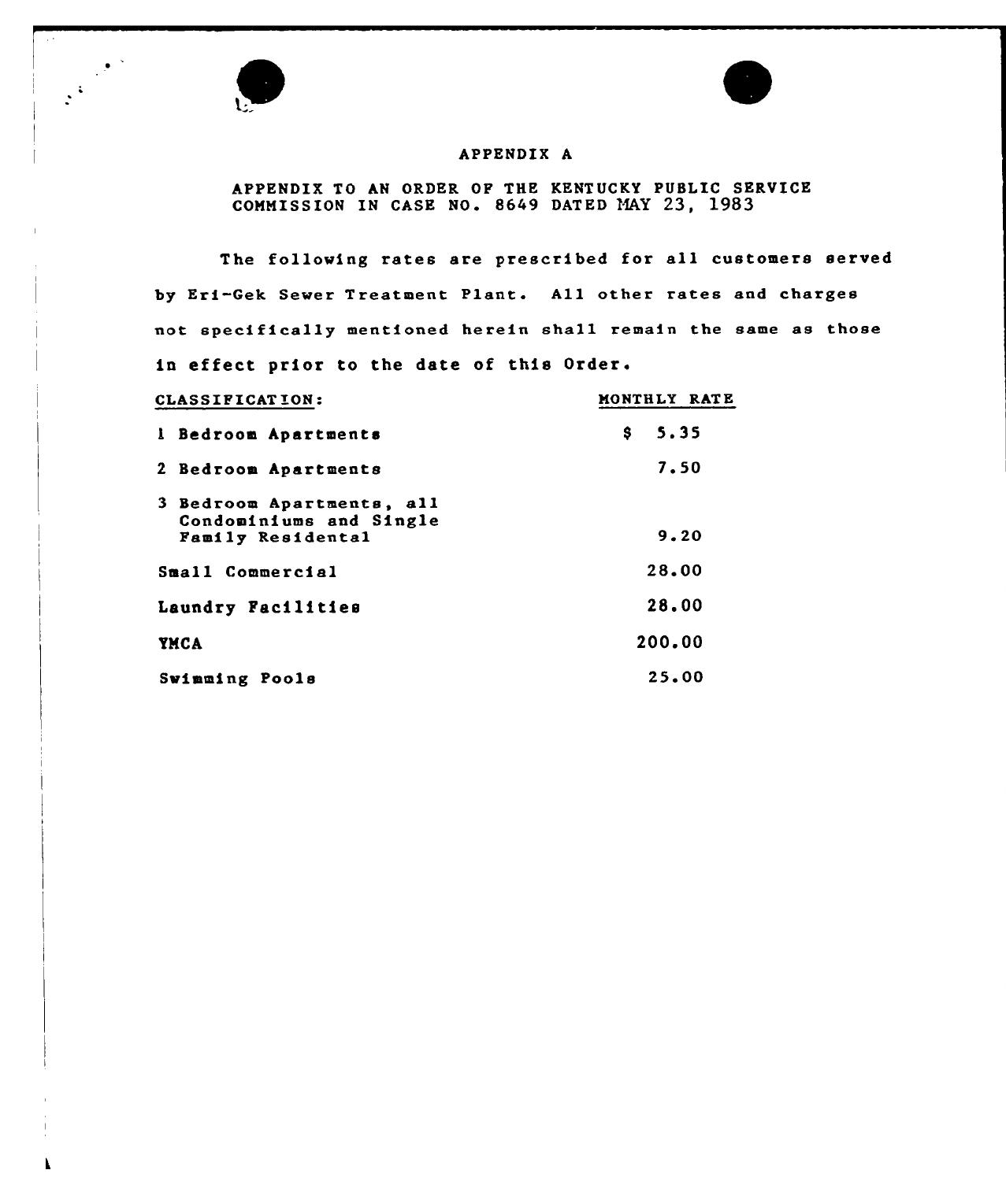# APPENDIX A

APPENDIX TO AN ORDER OF THE KENTUCKY PUBLIC SERVICE COMMISSION IN CASE NO. 8649 DATED MAY 23, 1983

The following rates are prescribed for all customers served by Eri-Gek Sewer Treatment Plant. All other rates and charges not specifically mentioned herein shall remain the same as those in effect prior to the date of this Order.

| CLASSIFICATION: | MONTHLY RATE |
|---|---|
| 1 Bedroom Apartments | $ 5.35 |
| 2 Bedroom Apartments | 7.50 |
| 3 Bedroom Apartments, all Condominiums and Single Family Residental | 9.20 |
| Small Commercial | 28.00 |
| Laundry Facilities | 28.00 |
| YMCA | 200.00 |
| Swimming Pools | 25.00 |